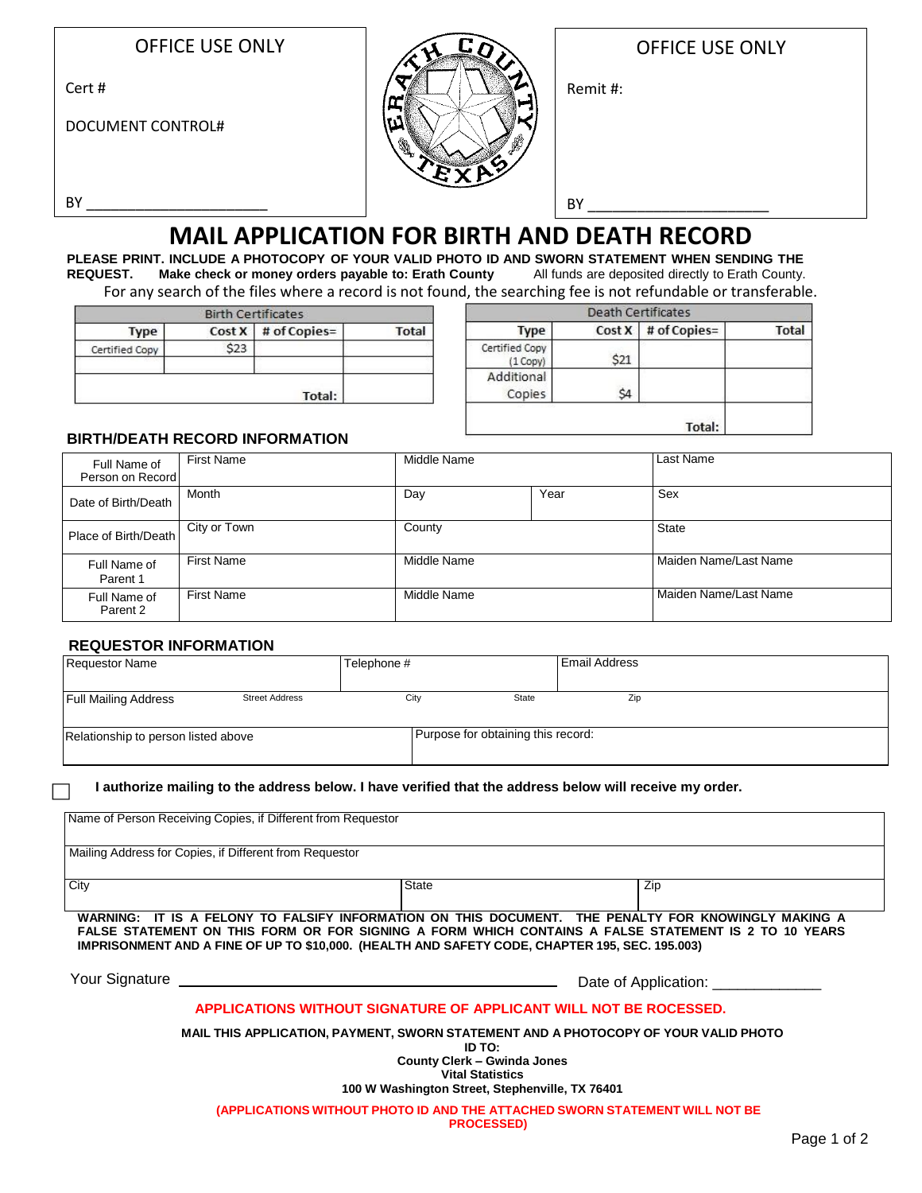| OFFICE USE ONLY |
|---|
| Cert # |
| DOCUMENT CONTROL# |
| BY ______________________ |

| OFFICE USE ONLY |
|---|
| Remit #: |
| BY ______________________ |

# MAIL APPLICATION FOR BIRTH AND DEATH RECORD

**PLEASE PRINT. INCLUDE A PHOTOCOPY OF YOUR VALID PHOTO ID AND SWORN STATEMENT WHEN SENDING THE REQUEST. Make check or money orders payable to: Erath County** All funds are deposited directly to Erath County.

For any search of the files where a record is not found, the searching fee is not refundable or transferable.

| Birth Certificates | | | |
|---|---|---|---|
| **Type** | **Cost X** | **# of Copies=** | **Total** |
| Certified Copy | $23 | | |
| | | | |
| | | **Total:** | |

| Death Certificates | | | |
|---|---|---|---|
| **Type** | **Cost X** | **# of Copies=** | **Total** |
| Certified Copy (1 Copy) | $21 | | |
| Additional Copies | $4 | | |
| | | **Total:** | |

### BIRTH/DEATH RECORD INFORMATION

| | | | | |
|---|---|---|---|---|
| Full Name of Person on Record | First Name | Middle Name | | Last Name |
| Date of Birth/Death | Month | Day | Year | Sex |
| Place of Birth/Death | City or Town | County | | State |
| Full Name of Parent 1 | First Name | Middle Name | | Maiden Name/Last Name |
| Full Name of Parent 2 | First Name | Middle Name | | Maiden Name/Last Name |

### REQUESTOR INFORMATION

| | | | | | |
|---|---|---|---|---|---|
| Requestor Name | | Telephone # | | Email Address | |
| Full Mailing Address | Street Address | City | State | Zip | |
| Relationship to person listed above | | Purpose for obtaining this record: | | | |

☐ **I authorize mailing to the address below. I have verified that the address below will receive my order.**

| | | |
|---|---|---|
| Name of Person Receiving Copies, if Different from Requestor | | |
| Mailing Address for Copies, if Different from Requestor | | |
| City | State | Zip |

**WARNING: IT IS A FELONY TO FALSIFY INFORMATION ON THIS DOCUMENT. THE PENALTY FOR KNOWINGLY MAKING A FALSE STATEMENT ON THIS FORM OR FOR SIGNING A FORM WHICH CONTAINS A FALSE STATEMENT IS 2 TO 10 YEARS IMPRISONMENT AND A FINE OF UP TO $10,000. (HEALTH AND SAFETY CODE, CHAPTER 195, SEC. 195.003)**

Your Signature ______________________________ Date of Application: ____________

**APPLICATIONS WITHOUT SIGNATURE OF APPLICANT WILL NOT BE ROCESSED.**

**MAIL THIS APPLICATION, PAYMENT, SWORN STATEMENT AND A PHOTOCOPY OF YOUR VALID PHOTO ID TO:**
**County Clerk – Gwinda Jones**
**Vital Statistics**
**100 W Washington Street, Stephenville, TX 76401**

**(APPLICATIONS WITHOUT PHOTO ID AND THE ATTACHED SWORN STATEMENT WILL NOT BE PROCESSED)**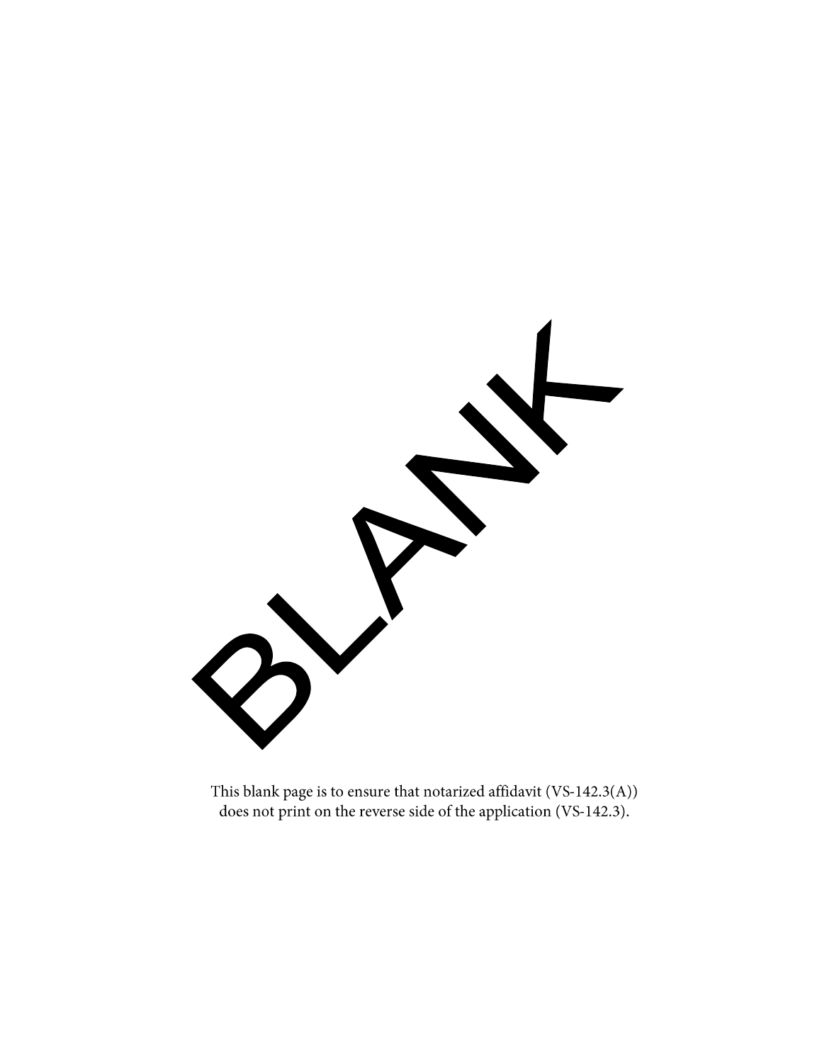BLANK

This blank page is to ensure that notarized affidavit (VS-142.3(A)) does not print on the reverse side of the application (VS-142.3).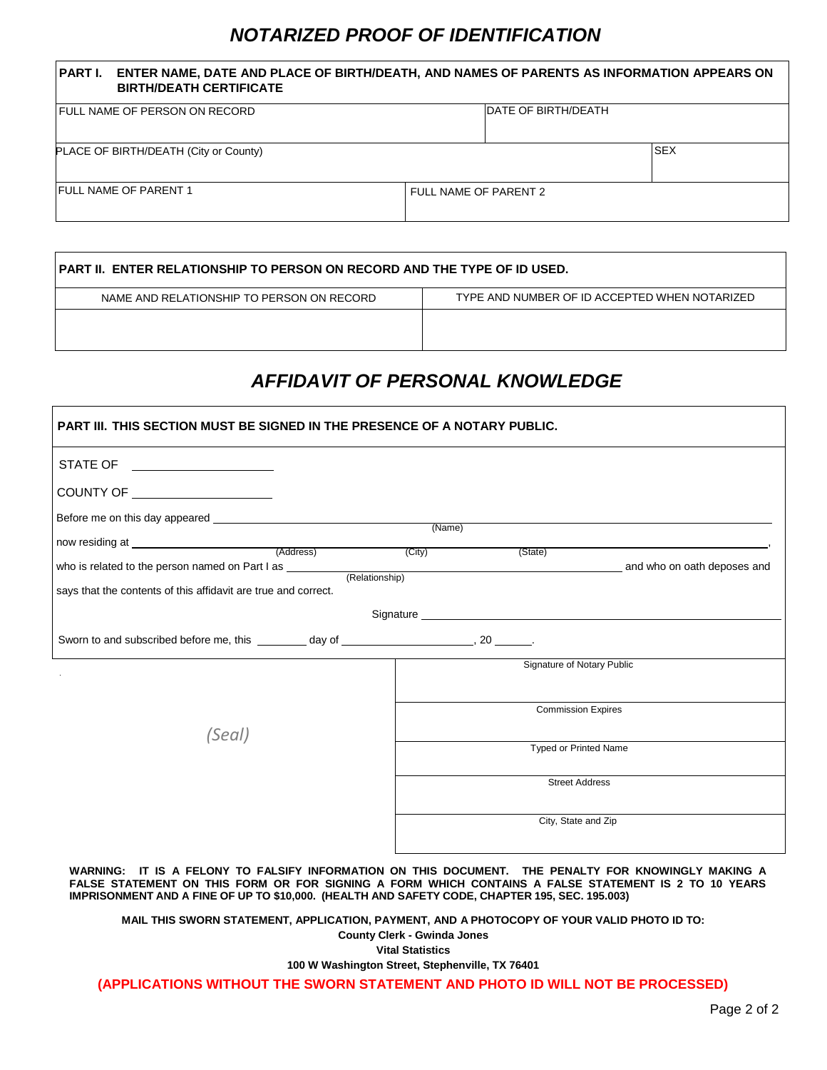# *NOTARIZED PROOF OF IDENTIFICATION*

**PART I. ENTER NAME, DATE AND PLACE OF BIRTH/DEATH, AND NAMES OF PARENTS AS INFORMATION APPEARS ON BIRTH/DEATH CERTIFICATE**

| | |
|---|---|
| FULL NAME OF PERSON ON RECORD | DATE OF BIRTH/DEATH |
| PLACE OF BIRTH/DEATH (City or County) | SEX |
| FULL NAME OF PARENT 1 | FULL NAME OF PARENT 2 |

**PART II. ENTER RELATIONSHIP TO PERSON ON RECORD AND THE TYPE OF ID USED.**

| NAME AND RELATIONSHIP TO PERSON ON RECORD | TYPE AND NUMBER OF ID ACCEPTED WHEN NOTARIZED |
|---|---|
| | |

# *AFFIDAVIT OF PERSONAL KNOWLEDGE*

**PART III. THIS SECTION MUST BE SIGNED IN THE PRESENCE OF A NOTARY PUBLIC.**

STATE OF \_\_\_\_\_\_\_\_\_\_\_\_\_\_\_\_\_\_\_\_

COUNTY OF \_\_\_\_\_\_\_\_\_\_\_\_\_\_\_\_\_\_\_\_

Before me on this day appeared \_\_\_\_\_\_\_\_\_\_\_\_\_\_\_\_\_\_\_\_\_\_\_\_\_\_\_\_\_\_\_\_\_\_\_\_\_\_\_\_ (Name)

now residing at \_\_\_\_\_\_\_\_\_\_\_\_\_\_\_\_\_\_ (Address) \_\_\_\_\_\_\_\_\_\_ (City) \_\_\_\_\_\_\_\_\_\_ (State),

who is related to the person named on Part I as \_\_\_\_\_\_\_\_\_\_\_\_\_\_\_\_\_\_\_\_ (Relationship) and who on oath deposes and says that the contents of this affidavit are true and correct.

Signature \_\_\_\_\_\_\_\_\_\_\_\_\_\_\_\_\_\_\_\_\_\_\_\_\_\_\_\_\_\_\_\_\_\_\_\_\_\_\_\_

Sworn to and subscribed before me, this \_\_\_\_\_\_\_\_ day of \_\_\_\_\_\_\_\_\_\_\_\_\_\_\_\_\_\_\_\_, 20 \_\_\_\_\_\_.

| | |
|---|---|
| *(Seal)* | Signature of Notary Public |
| | Commission Expires |
| | Typed or Printed Name |
| | Street Address |
| | City, State and Zip |

**WARNING: IT IS A FELONY TO FALSIFY INFORMATION ON THIS DOCUMENT. THE PENALTY FOR KNOWINGLY MAKING A FALSE STATEMENT ON THIS FORM OR FOR SIGNING A FORM WHICH CONTAINS A FALSE STATEMENT IS 2 TO 10 YEARS IMPRISONMENT AND A FINE OF UP TO $10,000. (HEALTH AND SAFETY CODE, CHAPTER 195, SEC. 195.003)**

**MAIL THIS SWORN STATEMENT, APPLICATION, PAYMENT, AND A PHOTOCOPY OF YOUR VALID PHOTO ID TO:**
**County Clerk - Gwinda Jones**
**Vital Statistics**
**100 W Washington Street, Stephenville, TX 76401**

**(APPLICATIONS WITHOUT THE SWORN STATEMENT AND PHOTO ID WILL NOT BE PROCESSED)**